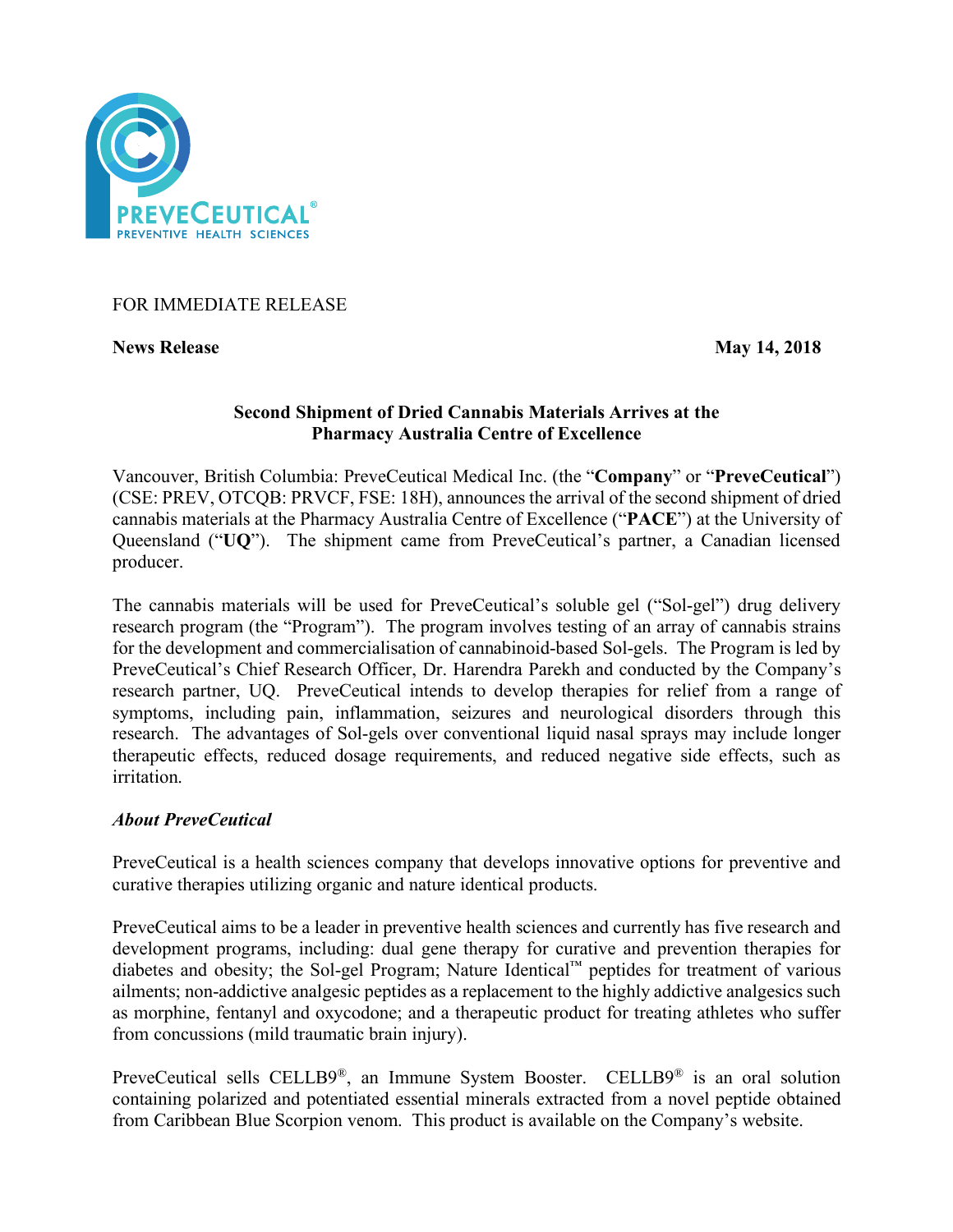FOR IMMEDIATE RELEASE

**News Release** **May 14, 2018**

**Second Shipment of Dried Cannabis Materials Arrives at the Pharmacy Australia Centre of Excellence**

Vancouver, British Columbia: PreveCeutical Medical Inc. (the "**Company**" or "**PreveCeutical**") (CSE: PREV, OTCQB: PRVCF, FSE: 18H), announces the arrival of the second shipment of dried cannabis materials at the Pharmacy Australia Centre of Excellence ("**PACE**") at the University of Queensland ("**UQ**"). The shipment came from PreveCeutical's partner, a Canadian licensed producer.

The cannabis materials will be used for PreveCeutical's soluble gel ("Sol-gel") drug delivery research program (the "Program"). The program involves testing of an array of cannabis strains for the development and commercialisation of cannabinoid-based Sol-gels. The Program is led by PreveCeutical's Chief Research Officer, Dr. Harendra Parekh and conducted by the Company's research partner, UQ. PreveCeutical intends to develop therapies for relief from a range of symptoms, including pain, inflammation, seizures and neurological disorders through this research. The advantages of Sol-gels over conventional liquid nasal sprays may include longer therapeutic effects, reduced dosage requirements, and reduced negative side effects, such as irritation.

***About PreveCeutical***

PreveCeutical is a health sciences company that develops innovative options for preventive and curative therapies utilizing organic and nature identical products.

PreveCeutical aims to be a leader in preventive health sciences and currently has five research and development programs, including: dual gene therapy for curative and prevention therapies for diabetes and obesity; the Sol-gel Program; Nature Identical™ peptides for treatment of various ailments; non-addictive analgesic peptides as a replacement to the highly addictive analgesics such as morphine, fentanyl and oxycodone; and a therapeutic product for treating athletes who suffer from concussions (mild traumatic brain injury).

PreveCeutical sells CELLB9®, an Immune System Booster. CELLB9® is an oral solution containing polarized and potentiated essential minerals extracted from a novel peptide obtained from Caribbean Blue Scorpion venom. This product is available on the Company's website.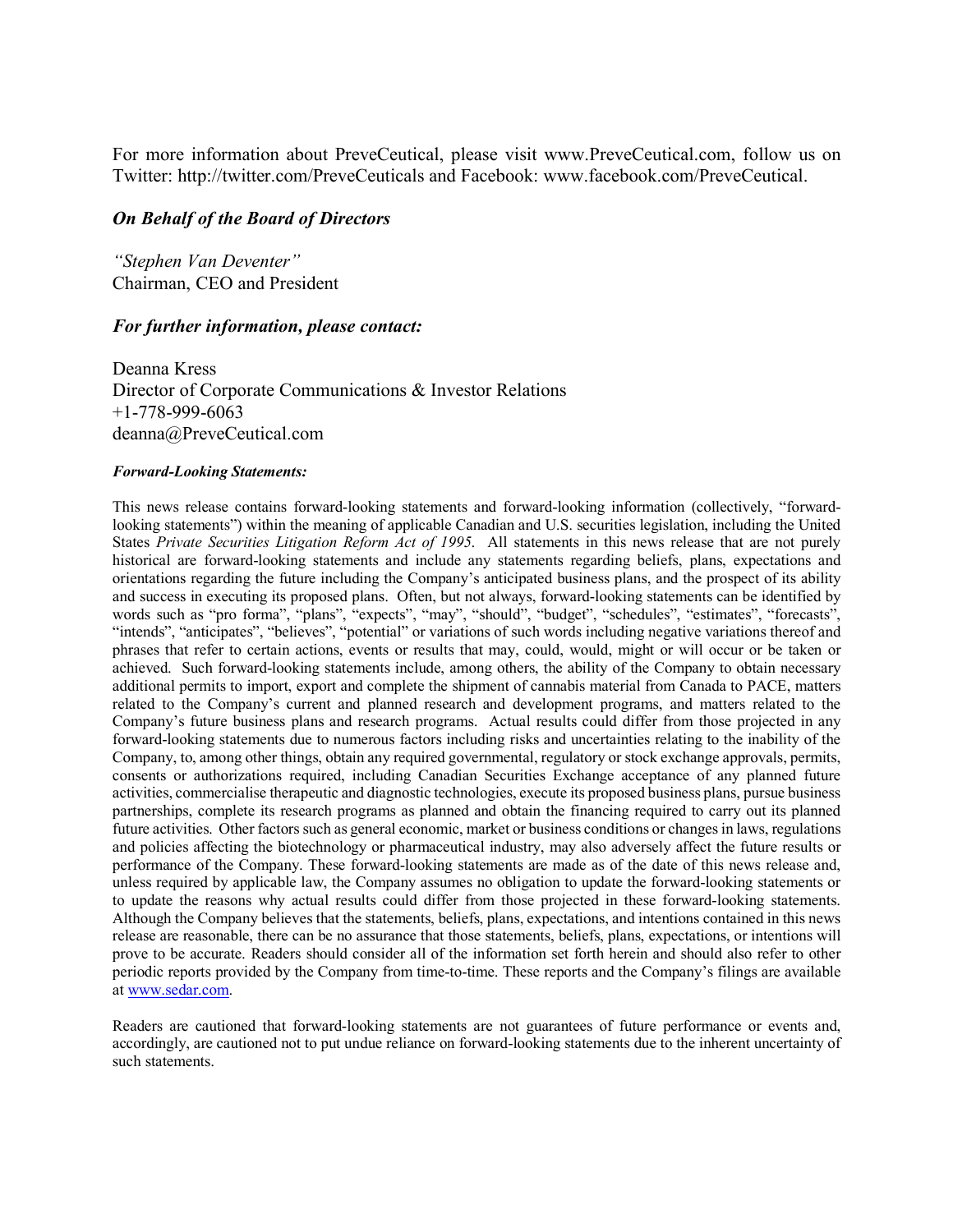For more information about PreveCeutical, please visit www.PreveCeutical.com, follow us on Twitter: http://twitter.com/PreveCeuticals and Facebook: www.facebook.com/PreveCeutical.

***On Behalf of the Board of Directors***

*"Stephen Van Deventer"*
Chairman, CEO and President

***For further information, please contact:***

Deanna Kress
Director of Corporate Communications & Investor Relations
+1-778-999-6063
deanna@PreveCeutical.com

***Forward-Looking Statements:***

This news release contains forward-looking statements and forward-looking information (collectively, "forward-looking statements") within the meaning of applicable Canadian and U.S. securities legislation, including the United States *Private Securities Litigation Reform Act of 1995*. All statements in this news release that are not purely historical are forward-looking statements and include any statements regarding beliefs, plans, expectations and orientations regarding the future including the Company's anticipated business plans, and the prospect of its ability and success in executing its proposed plans. Often, but not always, forward-looking statements can be identified by words such as "pro forma", "plans", "expects", "may", "should", "budget", "schedules", "estimates", "forecasts", "intends", "anticipates", "believes", "potential" or variations of such words including negative variations thereof and phrases that refer to certain actions, events or results that may, could, would, might or will occur or be taken or achieved. Such forward-looking statements include, among others, the ability of the Company to obtain necessary additional permits to import, export and complete the shipment of cannabis material from Canada to PACE, matters related to the Company's current and planned research and development programs, and matters related to the Company's future business plans and research programs. Actual results could differ from those projected in any forward-looking statements due to numerous factors including risks and uncertainties relating to the inability of the Company, to, among other things, obtain any required governmental, regulatory or stock exchange approvals, permits, consents or authorizations required, including Canadian Securities Exchange acceptance of any planned future activities, commercialise therapeutic and diagnostic technologies, execute its proposed business plans, pursue business partnerships, complete its research programs as planned and obtain the financing required to carry out its planned future activities. Other factors such as general economic, market or business conditions or changes in laws, regulations and policies affecting the biotechnology or pharmaceutical industry, may also adversely affect the future results or performance of the Company. These forward-looking statements are made as of the date of this news release and, unless required by applicable law, the Company assumes no obligation to update the forward-looking statements or to update the reasons why actual results could differ from those projected in these forward-looking statements. Although the Company believes that the statements, beliefs, plans, expectations, and intentions contained in this news release are reasonable, there can be no assurance that those statements, beliefs, plans, expectations, or intentions will prove to be accurate. Readers should consider all of the information set forth herein and should also refer to other periodic reports provided by the Company from time-to-time. These reports and the Company's filings are available at www.sedar.com.

Readers are cautioned that forward-looking statements are not guarantees of future performance or events and, accordingly, are cautioned not to put undue reliance on forward-looking statements due to the inherent uncertainty of such statements.